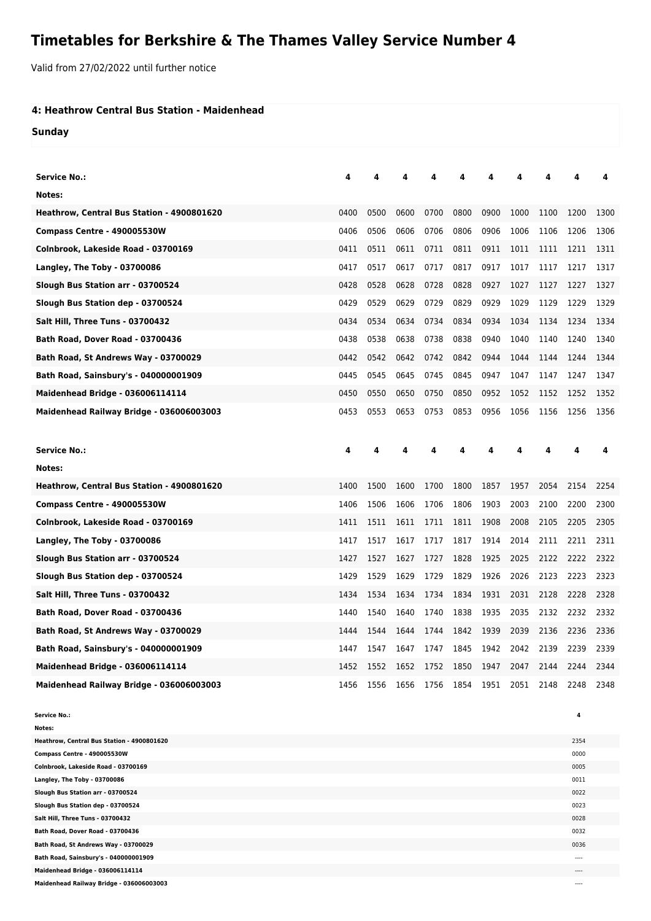# Timetables for Berkshire & The Thames Valley Service Number 4

Valid from 27/02/2022 until further notice

### 4: Heathrow Central Bus Station - Maidenhead

### Sunday

| Service No.: | 4 | 4 | 4 | 4 | 4 | 4 | 4 | 4 | 4 | 4 |
|---|---|---|---|---|---|---|---|---|---|---|
| Notes: | | | | | | | | | | |
| Heathrow, Central Bus Station - 4900801620 | 0400 | 0500 | 0600 | 0700 | 0800 | 0900 | 1000 | 1100 | 1200 | 1300 |
| Compass Centre - 490005530W | 0406 | 0506 | 0606 | 0706 | 0806 | 0906 | 1006 | 1106 | 1206 | 1306 |
| Colnbrook, Lakeside Road - 03700169 | 0411 | 0511 | 0611 | 0711 | 0811 | 0911 | 1011 | 1111 | 1211 | 1311 |
| Langley, The Toby - 03700086 | 0417 | 0517 | 0617 | 0717 | 0817 | 0917 | 1017 | 1117 | 1217 | 1317 |
| Slough Bus Station arr - 03700524 | 0428 | 0528 | 0628 | 0728 | 0828 | 0927 | 1027 | 1127 | 1227 | 1327 |
| Slough Bus Station dep - 03700524 | 0429 | 0529 | 0629 | 0729 | 0829 | 0929 | 1029 | 1129 | 1229 | 1329 |
| Salt Hill, Three Tuns - 03700432 | 0434 | 0534 | 0634 | 0734 | 0834 | 0934 | 1034 | 1134 | 1234 | 1334 |
| Bath Road, Dover Road - 03700436 | 0438 | 0538 | 0638 | 0738 | 0838 | 0940 | 1040 | 1140 | 1240 | 1340 |
| Bath Road, St Andrews Way - 03700029 | 0442 | 0542 | 0642 | 0742 | 0842 | 0944 | 1044 | 1144 | 1244 | 1344 |
| Bath Road, Sainsbury's - 040000001909 | 0445 | 0545 | 0645 | 0745 | 0845 | 0947 | 1047 | 1147 | 1247 | 1347 |
| Maidenhead Bridge - 036006114114 | 0450 | 0550 | 0650 | 0750 | 0850 | 0952 | 1052 | 1152 | 1252 | 1352 |
| Maidenhead Railway Bridge - 036006003003 | 0453 | 0553 | 0653 | 0753 | 0853 | 0956 | 1056 | 1156 | 1256 | 1356 |

| Service No.: | 4 | 4 | 4 | 4 | 4 | 4 | 4 | 4 | 4 | 4 |
|---|---|---|---|---|---|---|---|---|---|---|
| Notes: | | | | | | | | | | |
| Heathrow, Central Bus Station - 4900801620 | 1400 | 1500 | 1600 | 1700 | 1800 | 1857 | 1957 | 2054 | 2154 | 2254 |
| Compass Centre - 490005530W | 1406 | 1506 | 1606 | 1706 | 1806 | 1903 | 2003 | 2100 | 2200 | 2300 |
| Colnbrook, Lakeside Road - 03700169 | 1411 | 1511 | 1611 | 1711 | 1811 | 1908 | 2008 | 2105 | 2205 | 2305 |
| Langley, The Toby - 03700086 | 1417 | 1517 | 1617 | 1717 | 1817 | 1914 | 2014 | 2111 | 2211 | 2311 |
| Slough Bus Station arr - 03700524 | 1427 | 1527 | 1627 | 1727 | 1828 | 1925 | 2025 | 2122 | 2222 | 2322 |
| Slough Bus Station dep - 03700524 | 1429 | 1529 | 1629 | 1729 | 1829 | 1926 | 2026 | 2123 | 2223 | 2323 |
| Salt Hill, Three Tuns - 03700432 | 1434 | 1534 | 1634 | 1734 | 1834 | 1931 | 2031 | 2128 | 2228 | 2328 |
| Bath Road, Dover Road - 03700436 | 1440 | 1540 | 1640 | 1740 | 1838 | 1935 | 2035 | 2132 | 2232 | 2332 |
| Bath Road, St Andrews Way - 03700029 | 1444 | 1544 | 1644 | 1744 | 1842 | 1939 | 2039 | 2136 | 2236 | 2336 |
| Bath Road, Sainsbury's - 040000001909 | 1447 | 1547 | 1647 | 1747 | 1845 | 1942 | 2042 | 2139 | 2239 | 2339 |
| Maidenhead Bridge - 036006114114 | 1452 | 1552 | 1652 | 1752 | 1850 | 1947 | 2047 | 2144 | 2244 | 2344 |
| Maidenhead Railway Bridge - 036006003003 | 1456 | 1556 | 1656 | 1756 | 1854 | 1951 | 2051 | 2148 | 2248 | 2348 |

| Service No.: | 4 |
|---|---|
| Notes: | |
| Heathrow, Central Bus Station - 4900801620 | 2354 |
| Compass Centre - 490005530W | 0000 |
| Colnbrook, Lakeside Road - 03700169 | 0005 |
| Langley, The Toby - 03700086 | 0011 |
| Slough Bus Station arr - 03700524 | 0022 |
| Slough Bus Station dep - 03700524 | 0023 |
| Salt Hill, Three Tuns - 03700432 | 0028 |
| Bath Road, Dover Road - 03700436 | 0032 |
| Bath Road, St Andrews Way - 03700029 | 0036 |
| Bath Road, Sainsbury's - 040000001909 | ---- |
| Maidenhead Bridge - 036006114114 | ---- |
| Maidenhead Railway Bridge - 036006003003 | ---- |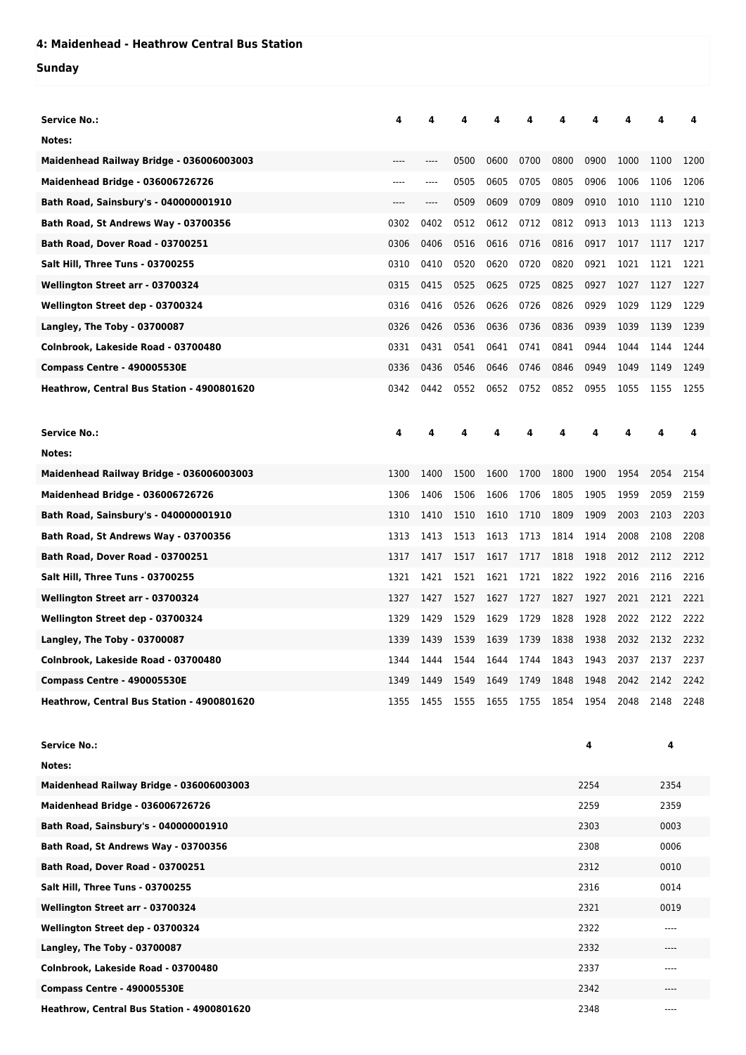**4: Maidenhead - Heathrow Central Bus Station**

**Sunday**

| Service No.: | 4 | 4 | 4 | 4 | 4 | 4 | 4 | 4 | 4 | 4 |
|---|---|---|---|---|---|---|---|---|---|---|
| Notes: | | | | | | | | | | |
| Maidenhead Railway Bridge - 036006003003 | ---- | ---- | 0500 | 0600 | 0700 | 0800 | 0900 | 1000 | 1100 | 1200 |
| Maidenhead Bridge - 036006726726 | ---- | ---- | 0505 | 0605 | 0705 | 0805 | 0906 | 1006 | 1106 | 1206 |
| Bath Road, Sainsbury's - 040000001910 | ---- | ---- | 0509 | 0609 | 0709 | 0809 | 0910 | 1010 | 1110 | 1210 |
| Bath Road, St Andrews Way - 03700356 | 0302 | 0402 | 0512 | 0612 | 0712 | 0812 | 0913 | 1013 | 1113 | 1213 |
| Bath Road, Dover Road - 03700251 | 0306 | 0406 | 0516 | 0616 | 0716 | 0816 | 0917 | 1017 | 1117 | 1217 |
| Salt Hill, Three Tuns - 03700255 | 0310 | 0410 | 0520 | 0620 | 0720 | 0820 | 0921 | 1021 | 1121 | 1221 |
| Wellington Street arr - 03700324 | 0315 | 0415 | 0525 | 0625 | 0725 | 0825 | 0927 | 1027 | 1127 | 1227 |
| Wellington Street dep - 03700324 | 0316 | 0416 | 0526 | 0626 | 0726 | 0826 | 0929 | 1029 | 1129 | 1229 |
| Langley, The Toby - 03700087 | 0326 | 0426 | 0536 | 0636 | 0736 | 0836 | 0939 | 1039 | 1139 | 1239 |
| Colnbrook, Lakeside Road - 03700480 | 0331 | 0431 | 0541 | 0641 | 0741 | 0841 | 0944 | 1044 | 1144 | 1244 |
| Compass Centre - 490005530E | 0336 | 0436 | 0546 | 0646 | 0746 | 0846 | 0949 | 1049 | 1149 | 1249 |
| Heathrow, Central Bus Station - 4900801620 | 0342 | 0442 | 0552 | 0652 | 0752 | 0852 | 0955 | 1055 | 1155 | 1255 |

| Service No.: | 4 | 4 | 4 | 4 | 4 | 4 | 4 | 4 | 4 | 4 |
|---|---|---|---|---|---|---|---|---|---|---|
| Notes: | | | | | | | | | | |
| Maidenhead Railway Bridge - 036006003003 | 1300 | 1400 | 1500 | 1600 | 1700 | 1800 | 1900 | 1954 | 2054 | 2154 |
| Maidenhead Bridge - 036006726726 | 1306 | 1406 | 1506 | 1606 | 1706 | 1805 | 1905 | 1959 | 2059 | 2159 |
| Bath Road, Sainsbury's - 040000001910 | 1310 | 1410 | 1510 | 1610 | 1710 | 1809 | 1909 | 2003 | 2103 | 2203 |
| Bath Road, St Andrews Way - 03700356 | 1313 | 1413 | 1513 | 1613 | 1713 | 1814 | 1914 | 2008 | 2108 | 2208 |
| Bath Road, Dover Road - 03700251 | 1317 | 1417 | 1517 | 1617 | 1717 | 1818 | 1918 | 2012 | 2112 | 2212 |
| Salt Hill, Three Tuns - 03700255 | 1321 | 1421 | 1521 | 1621 | 1721 | 1822 | 1922 | 2016 | 2116 | 2216 |
| Wellington Street arr - 03700324 | 1327 | 1427 | 1527 | 1627 | 1727 | 1827 | 1927 | 2021 | 2121 | 2221 |
| Wellington Street dep - 03700324 | 1329 | 1429 | 1529 | 1629 | 1729 | 1828 | 1928 | 2022 | 2122 | 2222 |
| Langley, The Toby - 03700087 | 1339 | 1439 | 1539 | 1639 | 1739 | 1838 | 1938 | 2032 | 2132 | 2232 |
| Colnbrook, Lakeside Road - 03700480 | 1344 | 1444 | 1544 | 1644 | 1744 | 1843 | 1943 | 2037 | 2137 | 2237 |
| Compass Centre - 490005530E | 1349 | 1449 | 1549 | 1649 | 1749 | 1848 | 1948 | 2042 | 2142 | 2242 |
| Heathrow, Central Bus Station - 4900801620 | 1355 | 1455 | 1555 | 1655 | 1755 | 1854 | 1954 | 2048 | 2148 | 2248 |

| Service No.: | 4 | 4 |
|---|---|---|
| Notes: | | |
| Maidenhead Railway Bridge - 036006003003 | 2254 | 2354 |
| Maidenhead Bridge - 036006726726 | 2259 | 2359 |
| Bath Road, Sainsbury's - 040000001910 | 2303 | 0003 |
| Bath Road, St Andrews Way - 03700356 | 2308 | 0006 |
| Bath Road, Dover Road - 03700251 | 2312 | 0010 |
| Salt Hill, Three Tuns - 03700255 | 2316 | 0014 |
| Wellington Street arr - 03700324 | 2321 | 0019 |
| Wellington Street dep - 03700324 | 2322 | ---- |
| Langley, The Toby - 03700087 | 2332 | ---- |
| Colnbrook, Lakeside Road - 03700480 | 2337 | ---- |
| Compass Centre - 490005530E | 2342 | ---- |
| Heathrow, Central Bus Station - 4900801620 | 2348 | ---- |